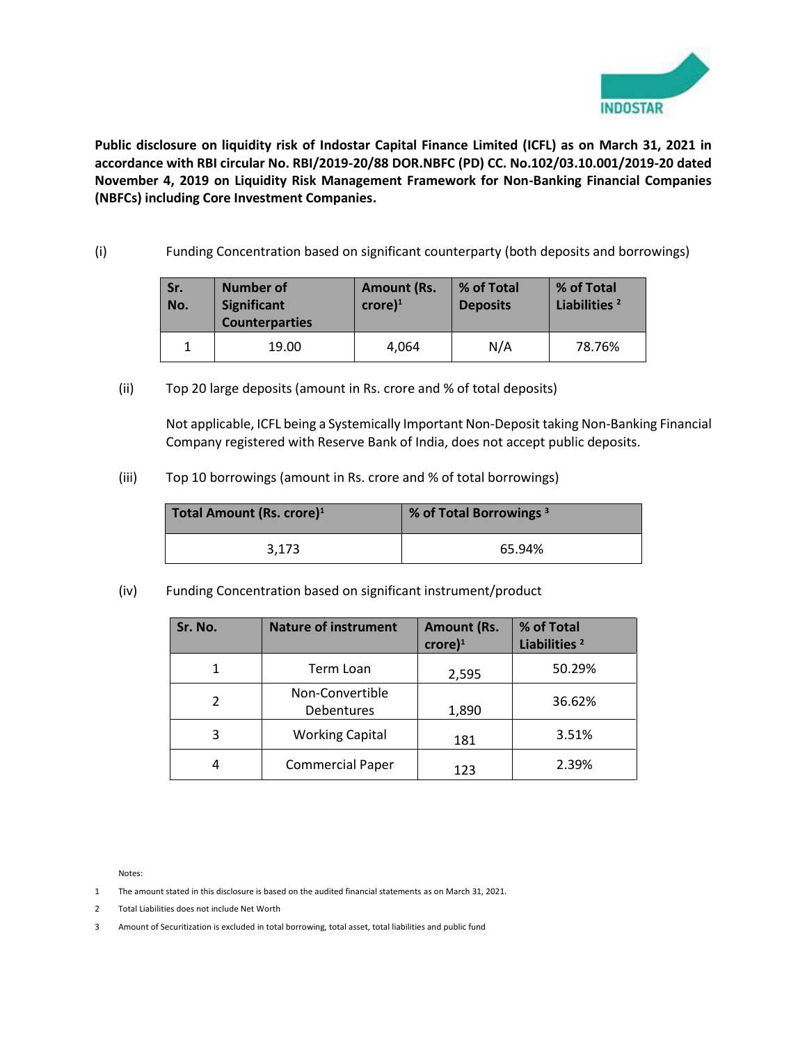**Public disclosure on liquidity risk of Indostar Capital Finance Limited (ICFL) as on March 31, 2021 in accordance with RBI circular No. RBI/2019-20/88 DOR.NBFC (PD) CC. No.102/03.10.001/2019-20 dated November 4, 2019 on Liquidity Risk Management Framework for Non-Banking Financial Companies (NBFCs) including Core Investment Companies.**

(i) Funding Concentration based on significant counterparty (both deposits and borrowings)

| Sr. No. | Number of Significant Counterparties | Amount (Rs. crore)[1] | % of Total Deposits | % of Total Liabilities [2] |
|---|---|---|---|---|
| 1 | 19.00 | 4,064 | N/A | 78.76% |

(ii) Top 20 large deposits (amount in Rs. crore and % of total deposits)

Not applicable, ICFL being a Systemically Important Non-Deposit taking Non-Banking Financial Company registered with Reserve Bank of India, does not accept public deposits.

(iii) Top 10 borrowings (amount in Rs. crore and % of total borrowings)

| Total Amount (Rs. crore)[1] | % of Total Borrowings [3] |
|---|---|
| 3,173 | 65.94% |

(iv) Funding Concentration based on significant instrument/product

| Sr. No. | Nature of instrument | Amount (Rs. crore)[1] | % of Total Liabilities [2] |
|---|---|---|---|
| 1 | Term Loan | 2,595 | 50.29% |
| 2 | Non-Convertible Debentures | 1,890 | 36.62% |
| 3 | Working Capital | 181 | 3.51% |
| 4 | Commercial Paper | 123 | 2.39% |

Notes:

1 The amount stated in this disclosure is based on the audited financial statements as on March 31, 2021.

2 Total Liabilities does not include Net Worth

3 Amount of Securitization is excluded in total borrowing, total asset, total liabilities and public fund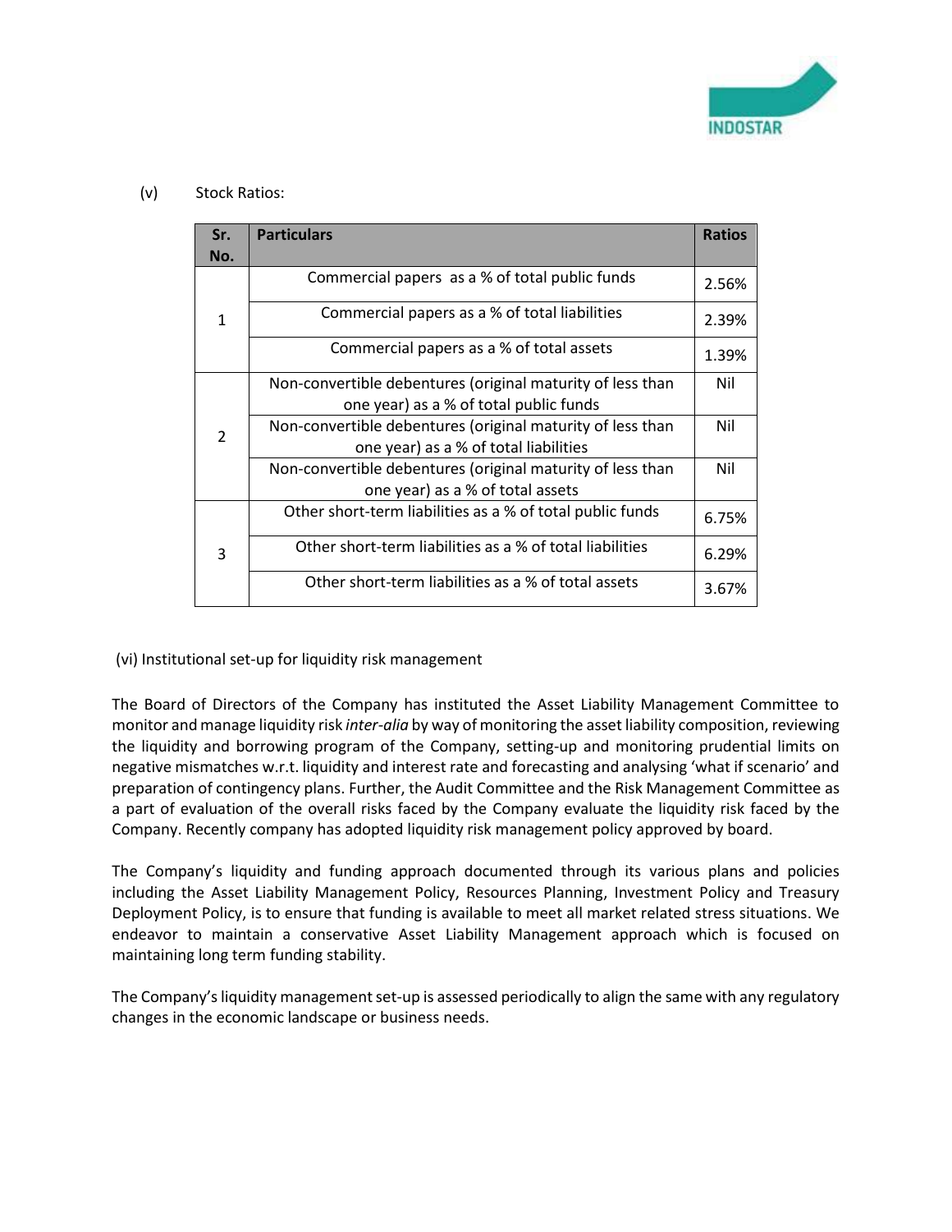(v) Stock Ratios:

| Sr. No. | Particulars | Ratios |
|---|---|---|
| 1 | Commercial papers as a % of total public funds | 2.56% |
| | Commercial papers as a % of total liabilities | 2.39% |
| | Commercial papers as a % of total assets | 1.39% |
| 2 | Non-convertible debentures (original maturity of less than one year) as a % of total public funds | Nil |
| | Non-convertible debentures (original maturity of less than one year) as a % of total liabilities | Nil |
| | Non-convertible debentures (original maturity of less than one year) as a % of total assets | Nil |
| 3 | Other short-term liabilities as a % of total public funds | 6.75% |
| | Other short-term liabilities as a % of total liabilities | 6.29% |
| | Other short-term liabilities as a % of total assets | 3.67% |

(vi) Institutional set-up for liquidity risk management

The Board of Directors of the Company has instituted the Asset Liability Management Committee to monitor and manage liquidity risk *inter-alia* by way of monitoring the asset liability composition, reviewing the liquidity and borrowing program of the Company, setting-up and monitoring prudential limits on negative mismatches w.r.t. liquidity and interest rate and forecasting and analysing 'what if scenario' and preparation of contingency plans. Further, the Audit Committee and the Risk Management Committee as a part of evaluation of the overall risks faced by the Company evaluate the liquidity risk faced by the Company. Recently company has adopted liquidity risk management policy approved by board.

The Company's liquidity and funding approach documented through its various plans and policies including the Asset Liability Management Policy, Resources Planning, Investment Policy and Treasury Deployment Policy, is to ensure that funding is available to meet all market related stress situations. We endeavor to maintain a conservative Asset Liability Management approach which is focused on maintaining long term funding stability.

The Company's liquidity management set-up is assessed periodically to align the same with any regulatory changes in the economic landscape or business needs.